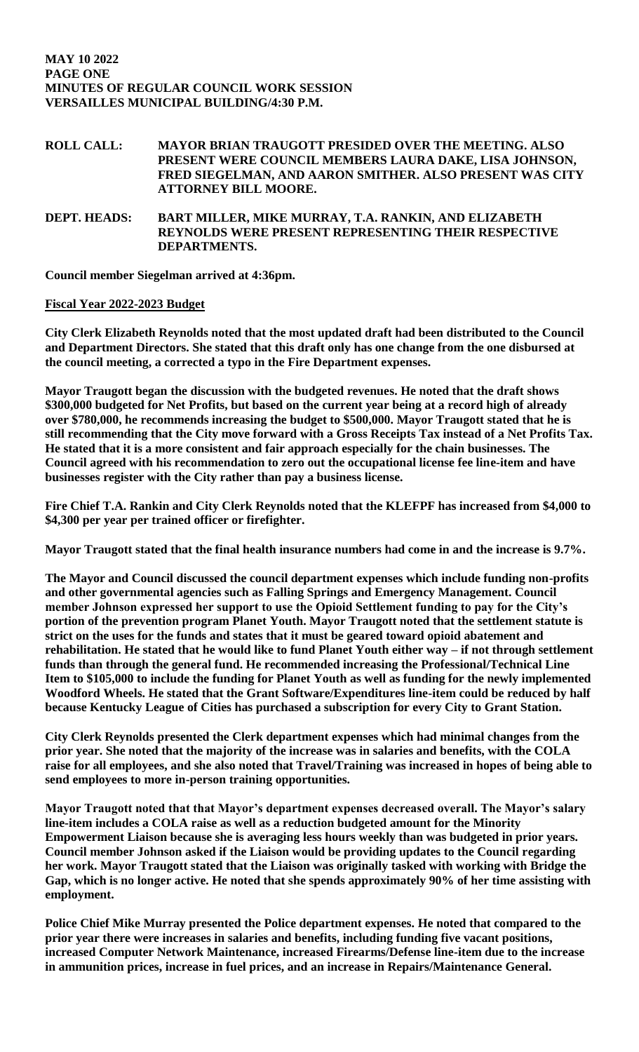**MAY 10 2022**
**PAGE ONE**
**MINUTES OF REGULAR COUNCIL WORK SESSION**
**VERSAILLES MUNICIPAL BUILDING/4:30 P.M.**

**ROLL CALL:** **MAYOR BRIAN TRAUGOTT PRESIDED OVER THE MEETING. ALSO PRESENT WERE COUNCIL MEMBERS LAURA DAKE, LISA JOHNSON, FRED SIEGELMAN, AND AARON SMITHER. ALSO PRESENT WAS CITY ATTORNEY BILL MOORE.**

**DEPT. HEADS:** **BART MILLER, MIKE MURRAY, T.A. RANKIN, AND ELIZABETH REYNOLDS WERE PRESENT REPRESENTING THEIR RESPECTIVE DEPARTMENTS.**

**Council member Siegelman arrived at 4:36pm.**

**Fiscal Year 2022-2023 Budget**

**City Clerk Elizabeth Reynolds noted that the most updated draft had been distributed to the Council and Department Directors. She stated that this draft only has one change from the one disbursed at the council meeting, a corrected a typo in the Fire Department expenses.**

**Mayor Traugott began the discussion with the budgeted revenues. He noted that the draft shows \$300,000 budgeted for Net Profits, but based on the current year being at a record high of already over \$780,000, he recommends increasing the budget to \$500,000. Mayor Traugott stated that he is still recommending that the City move forward with a Gross Receipts Tax instead of a Net Profits Tax. He stated that it is a more consistent and fair approach especially for the chain businesses. The Council agreed with his recommendation to zero out the occupational license fee line-item and have businesses register with the City rather than pay a business license.**

**Fire Chief T.A. Rankin and City Clerk Reynolds noted that the KLEFPF has increased from \$4,000 to \$4,300 per year per trained officer or firefighter.**

**Mayor Traugott stated that the final health insurance numbers had come in and the increase is 9.7%.**

**The Mayor and Council discussed the council department expenses which include funding non-profits and other governmental agencies such as Falling Springs and Emergency Management. Council member Johnson expressed her support to use the Opioid Settlement funding to pay for the City's portion of the prevention program Planet Youth. Mayor Traugott noted that the settlement statute is strict on the uses for the funds and states that it must be geared toward opioid abatement and rehabilitation. He stated that he would like to fund Planet Youth either way – if not through settlement funds than through the general fund. He recommended increasing the Professional/Technical Line Item to \$105,000 to include the funding for Planet Youth as well as funding for the newly implemented Woodford Wheels. He stated that the Grant Software/Expenditures line-item could be reduced by half because Kentucky League of Cities has purchased a subscription for every City to Grant Station.**

**City Clerk Reynolds presented the Clerk department expenses which had minimal changes from the prior year. She noted that the majority of the increase was in salaries and benefits, with the COLA raise for all employees, and she also noted that Travel/Training was increased in hopes of being able to send employees to more in-person training opportunities.**

**Mayor Traugott noted that that Mayor's department expenses decreased overall. The Mayor's salary line-item includes a COLA raise as well as a reduction budgeted amount for the Minority Empowerment Liaison because she is averaging less hours weekly than was budgeted in prior years. Council member Johnson asked if the Liaison would be providing updates to the Council regarding her work. Mayor Traugott stated that the Liaison was originally tasked with working with Bridge the Gap, which is no longer active. He noted that she spends approximately 90% of her time assisting with employment.**

**Police Chief Mike Murray presented the Police department expenses. He noted that compared to the prior year there were increases in salaries and benefits, including funding five vacant positions, increased Computer Network Maintenance, increased Firearms/Defense line-item due to the increase in ammunition prices, increase in fuel prices, and an increase in Repairs/Maintenance General.**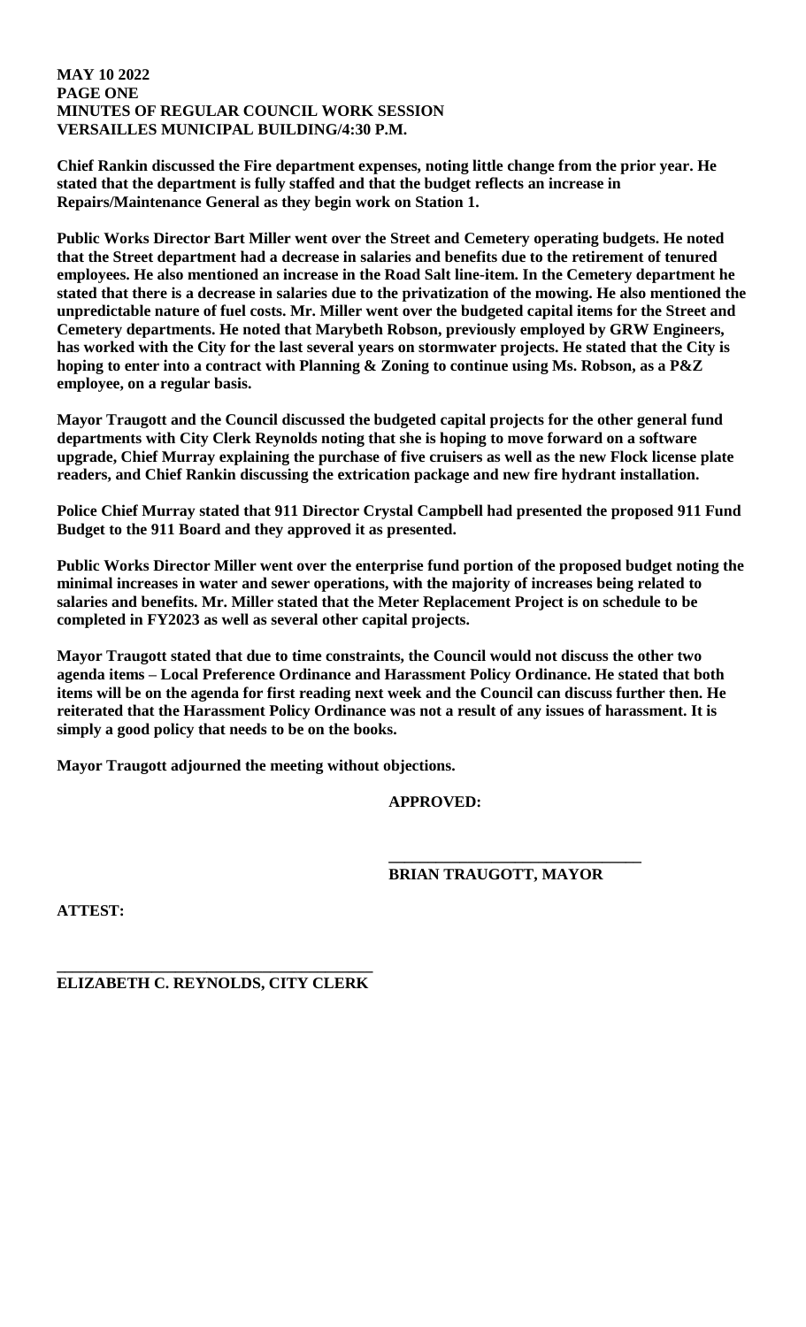**Chief Rankin discussed the Fire department expenses, noting little change from the prior year. He stated that the department is fully staffed and that the budget reflects an increase in Repairs/Maintenance General as they begin work on Station 1.**

**Public Works Director Bart Miller went over the Street and Cemetery operating budgets. He noted that the Street department had a decrease in salaries and benefits due to the retirement of tenured employees. He also mentioned an increase in the Road Salt line-item. In the Cemetery department he stated that there is a decrease in salaries due to the privatization of the mowing. He also mentioned the unpredictable nature of fuel costs. Mr. Miller went over the budgeted capital items for the Street and Cemetery departments. He noted that Marybeth Robson, previously employed by GRW Engineers, has worked with the City for the last several years on stormwater projects. He stated that the City is hoping to enter into a contract with Planning & Zoning to continue using Ms. Robson, as a P&Z employee, on a regular basis.**

**Mayor Traugott and the Council discussed the budgeted capital projects for the other general fund departments with City Clerk Reynolds noting that she is hoping to move forward on a software upgrade, Chief Murray explaining the purchase of five cruisers as well as the new Flock license plate readers, and Chief Rankin discussing the extrication package and new fire hydrant installation.**

**Police Chief Murray stated that 911 Director Crystal Campbell had presented the proposed 911 Fund Budget to the 911 Board and they approved it as presented.**

**Public Works Director Miller went over the enterprise fund portion of the proposed budget noting the minimal increases in water and sewer operations, with the majority of increases being related to salaries and benefits. Mr. Miller stated that the Meter Replacement Project is on schedule to be completed in FY2023 as well as several other capital projects.**

**Mayor Traugott stated that due to time constraints, the Council would not discuss the other two agenda items – Local Preference Ordinance and Harassment Policy Ordinance. He stated that both items will be on the agenda for first reading next week and the Council can discuss further then. He reiterated that the Harassment Policy Ordinance was not a result of any issues of harassment. It is simply a good policy that needs to be on the books.**

**Mayor Traugott adjourned the meeting without objections.**

**APPROVED:**

\_\_\_\_\_\_\_\_\_\_\_\_\_\_\_\_\_\_\_\_\_\_\_\_\_\_\_\_\_\_
**BRIAN TRAUGOTT, MAYOR**

**ATTEST:**

\_\_\_\_\_\_\_\_\_\_\_\_\_\_\_\_\_\_\_\_\_\_\_\_\_\_\_\_\_\_\_\_\_\_\_\_\_\_
**ELIZABETH C. REYNOLDS, CITY CLERK**